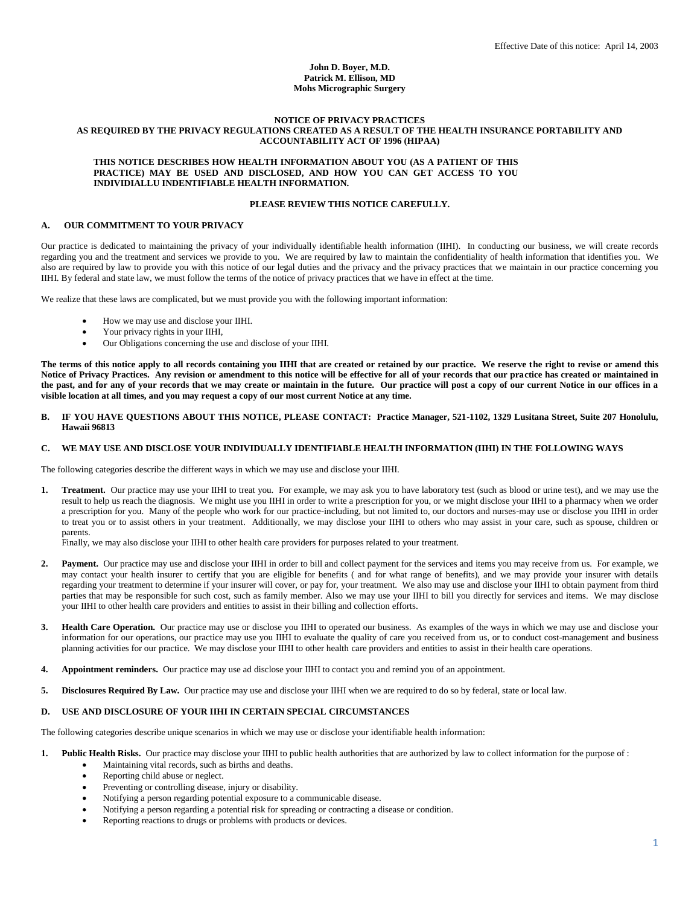Effective Date of this notice: April 14, 2003

**John D. Boyer, M.D.**
**Patrick M. Ellison, MD**
**Mohs Micrographic Surgery**

# NOTICE OF PRIVACY PRACTICES
## AS REQUIRED BY THE PRIVACY REGULATIONS CREATED AS A RESULT OF THE HEALTH INSURANCE PORTABILITY AND ACCOUNTABILITY ACT OF 1996 (HIPAA)

**THIS NOTICE DESCRIBES HOW HEALTH INFORMATION ABOUT YOU (AS A PATIENT OF THIS PRACTICE) MAY BE USED AND DISCLOSED, AND HOW YOU CAN GET ACCESS TO YOU INDIVIDIALLU INDENTIFIABLE HEALTH INFORMATION.**

**PLEASE REVIEW THIS NOTICE CAREFULLY.**

## A. OUR COMMITMENT TO YOUR PRIVACY

Our practice is dedicated to maintaining the privacy of your individually identifiable health information (IIHI). In conducting our business, we will create records regarding you and the treatment and services we provide to you. We are required by law to maintain the confidentiality of health information that identifies you. We also are required by law to provide you with this notice of our legal duties and the privacy and the privacy practices that we maintain in our practice concerning you IIHI. By federal and state law, we must follow the terms of the notice of privacy practices that we have in effect at the time.

We realize that these laws are complicated, but we must provide you with the following important information:

- How we may use and disclose your IIHI.
- Your privacy rights in your IIHI,
- Our Obligations concerning the use and disclose of your IIHI.

**The terms of this notice apply to all records containing you IIHI that are created or retained by our practice. We reserve the right to revise or amend this Notice of Privacy Practices. Any revision or amendment to this notice will be effective for all of your records that our practice has created or maintained in the past, and for any of your records that we may create or maintain in the future. Our practice will post a copy of our current Notice in our offices in a visible location at all times, and you may request a copy of our most current Notice at any time.**

## B. IF YOU HAVE QUESTIONS ABOUT THIS NOTICE, PLEASE CONTACT: Practice Manager, 521-1102, 1329 Lusitana Street, Suite 207 Honolulu, Hawaii 96813

## C. WE MAY USE AND DISCLOSE YOUR INDIVIDUALLY IDENTIFIABLE HEALTH INFORMATION (IIHI) IN THE FOLLOWING WAYS

The following categories describe the different ways in which we may use and disclose your IIHI.

1. **Treatment.** Our practice may use your IIHI to treat you. For example, we may ask you to have laboratory test (such as blood or urine test), and we may use the result to help us reach the diagnosis. We might use you IIHI in order to write a prescription for you, or we might disclose your IIHI to a pharmacy when we order a prescription for you. Many of the people who work for our practice-including, but not limited to, our doctors and nurses-may use or disclose you IIHI in order to treat you or to assist others in your treatment. Additionally, we may disclose your IIHI to others who may assist in your care, such as spouse, children or parents.
   Finally, we may also disclose your IIHI to other health care providers for purposes related to your treatment.

2. **Payment.** Our practice may use and disclose your IIHI in order to bill and collect payment for the services and items you may receive from us. For example, we may contact your health insurer to certify that you are eligible for benefits ( and for what range of benefits), and we may provide your insurer with details regarding your treatment to determine if your insurer will cover, or pay for, your treatment. We also may use and disclose your IIHI to obtain payment from third parties that may be responsible for such cost, such as family member. Also we may use your IIHI to bill you directly for services and items. We may disclose your IIHI to other health care providers and entities to assist in their billing and collection efforts.

3. **Health Care Operation.** Our practice may use or disclose you IIHI to operated our business. As examples of the ways in which we may use and disclose your information for our operations, our practice may use you IIHI to evaluate the quality of care you received from us, or to conduct cost-management and business planning activities for our practice. We may disclose your IIHI to other health care providers and entities to assist in their health care operations.

4. **Appointment reminders.** Our practice may use ad disclose your IIHI to contact you and remind you of an appointment.

5. **Disclosures Required By Law.** Our practice may use and disclose your IIHI when we are required to do so by federal, state or local law.

## D. USE AND DISCLOSURE OF YOUR IIHI IN CERTAIN SPECIAL CIRCUMSTANCES

The following categories describe unique scenarios in which we may use or disclose your identifiable health information:

1. **Public Health Risks.** Our practice may disclose your IIHI to public health authorities that are authorized by law to collect information for the purpose of :
   - Maintaining vital records, such as births and deaths.
   - Reporting child abuse or neglect.
   - Preventing or controlling disease, injury or disability.
   - Notifying a person regarding potential exposure to a communicable disease.
   - Notifying a person regarding a potential risk for spreading or contracting a disease or condition.
   - Reporting reactions to drugs or problems with products or devices.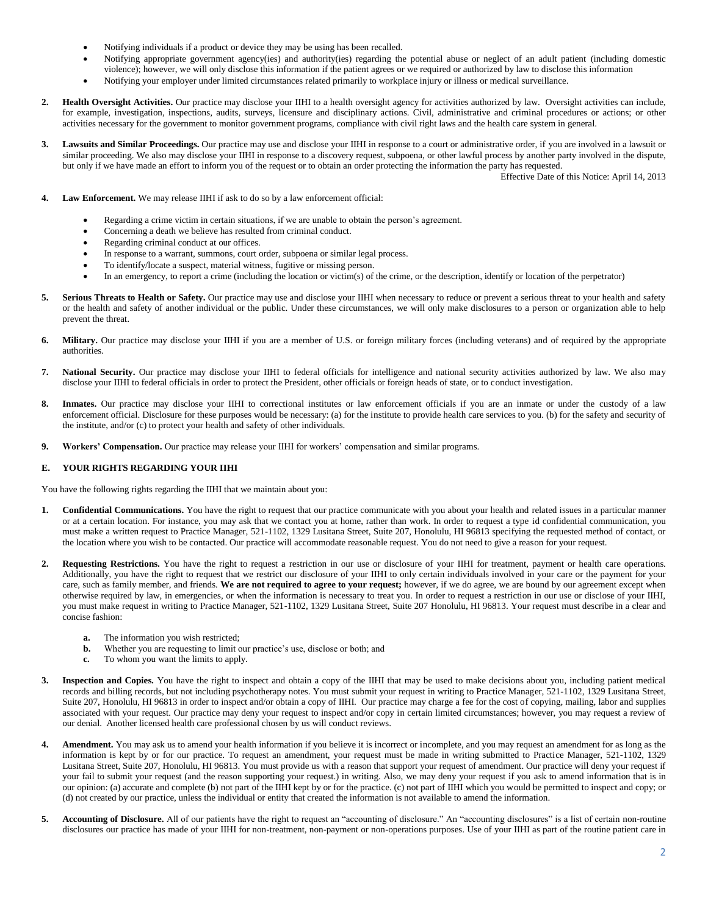- Notifying individuals if a product or device they may be using has been recalled.
- Notifying appropriate government agency(ies) and authority(ies) regarding the potential abuse or neglect of an adult patient (including domestic violence); however, we will only disclose this information if the patient agrees or we required or authorized by law to disclose this information
- Notifying your employer under limited circumstances related primarily to workplace injury or illness or medical surveillance.

2. **Health Oversight Activities.** Our practice may disclose your IIHI to a health oversight agency for activities authorized by law. Oversight activities can include, for example, investigation, inspections, audits, surveys, licensure and disciplinary actions. Civil, administrative and criminal procedures or actions; or other activities necessary for the government to monitor government programs, compliance with civil right laws and the health care system in general.

3. **Lawsuits and Similar Proceedings.** Our practice may use and disclose your IIHI in response to a court or administrative order, if you are involved in a lawsuit or similar proceeding. We also may disclose your IIHI in response to a discovery request, subpoena, or other lawful process by another party involved in the dispute, but only if we have made an effort to inform you of the request or to obtain an order protecting the information the party has requested.

Effective Date of this Notice: April 14, 2013

4. **Law Enforcement.** We may release IIHI if ask to do so by a law enforcement official:

   - Regarding a crime victim in certain situations, if we are unable to obtain the person's agreement.
   - Concerning a death we believe has resulted from criminal conduct.
   - Regarding criminal conduct at our offices.
   - In response to a warrant, summons, court order, subpoena or similar legal process.
   - To identify/locate a suspect, material witness, fugitive or missing person.
   - In an emergency, to report a crime (including the location or victim(s) of the crime, or the description, identify or location of the perpetrator)

5. **Serious Threats to Health or Safety.** Our practice may use and disclose your IIHI when necessary to reduce or prevent a serious threat to your health and safety or the health and safety of another individual or the public. Under these circumstances, we will only make disclosures to a person or organization able to help prevent the threat.

6. **Military.** Our practice may disclose your IIHI if you are a member of U.S. or foreign military forces (including veterans) and of required by the appropriate authorities.

7. **National Security.** Our practice may disclose your IIHI to federal officials for intelligence and national security activities authorized by law. We also may disclose your IIHI to federal officials in order to protect the President, other officials or foreign heads of state, or to conduct investigation.

8. **Inmates.** Our practice may disclose your IIHI to correctional institutes or law enforcement officials if you are an inmate or under the custody of a law enforcement official. Disclosure for these purposes would be necessary: (a) for the institute to provide health care services to you. (b) for the safety and security of the institute, and/or (c) to protect your health and safety of other individuals.

9. **Workers' Compensation.** Our practice may release your IIHI for workers' compensation and similar programs.

**E. YOUR RIGHTS REGARDING YOUR IIHI**

You have the following rights regarding the IIHI that we maintain about you:

1. **Confidential Communications.** You have the right to request that our practice communicate with you about your health and related issues in a particular manner or at a certain location. For instance, you may ask that we contact you at home, rather than work. In order to request a type id confidential communication, you must make a written request to Practice Manager, 521-1102, 1329 Lusitana Street, Suite 207, Honolulu, HI 96813 specifying the requested method of contact, or the location where you wish to be contacted. Our practice will accommodate reasonable request. You do not need to give a reason for your request.

2. **Requesting Restrictions.** You have the right to request a restriction in our use or disclosure of your IIHI for treatment, payment or health care operations. Additionally, you have the right to request that we restrict our disclosure of your IIHI to only certain individuals involved in your care or the payment for your care, such as family member, and friends. **We are not required to agree to your request;** however, if we do agree, we are bound by our agreement except when otherwise required by law, in emergencies, or when the information is necessary to treat you. In order to request a restriction in our use or disclose of your IIHI, you must make request in writing to Practice Manager, 521-1102, 1329 Lusitana Street, Suite 207 Honolulu, HI 96813. Your request must describe in a clear and concise fashion:

   **a.** The information you wish restricted;
   **b.** Whether you are requesting to limit our practice's use, disclose or both; and
   **c.** To whom you want the limits to apply.

3. **Inspection and Copies.** You have the right to inspect and obtain a copy of the IIHI that may be used to make decisions about you, including patient medical records and billing records, but not including psychotherapy notes. You must submit your request in writing to Practice Manager, 521-1102, 1329 Lusitana Street, Suite 207, Honolulu, HI 96813 in order to inspect and/or obtain a copy of IIHI. Our practice may charge a fee for the cost of copying, mailing, labor and supplies associated with your request. Our practice may deny your request to inspect and/or copy in certain limited circumstances; however, you may request a review of our denial. Another licensed health care professional chosen by us will conduct reviews.

4. **Amendment.** You may ask us to amend your health information if you believe it is incorrect or incomplete, and you may request an amendment for as long as the information is kept by or for our practice. To request an amendment, your request must be made in writing submitted to Practice Manager, 521-1102, 1329 Lusitana Street, Suite 207, Honolulu, HI 96813. You must provide us with a reason that support your request of amendment. Our practice will deny your request if your fail to submit your request (and the reason supporting your request.) in writing. Also, we may deny your request if you ask to amend information that is in our opinion: (a) accurate and complete (b) not part of the IIHI kept by or for the practice. (c) not part of IIHI which you would be permitted to inspect and copy; or (d) not created by our practice, unless the individual or entity that created the information is not available to amend the information.

5. **Accounting of Disclosure.** All of our patients have the right to request an "accounting of disclosure." An "accounting disclosures" is a list of certain non-routine disclosures our practice has made of your IIHI for non-treatment, non-payment or non-operations purposes. Use of your IIHI as part of the routine patient care in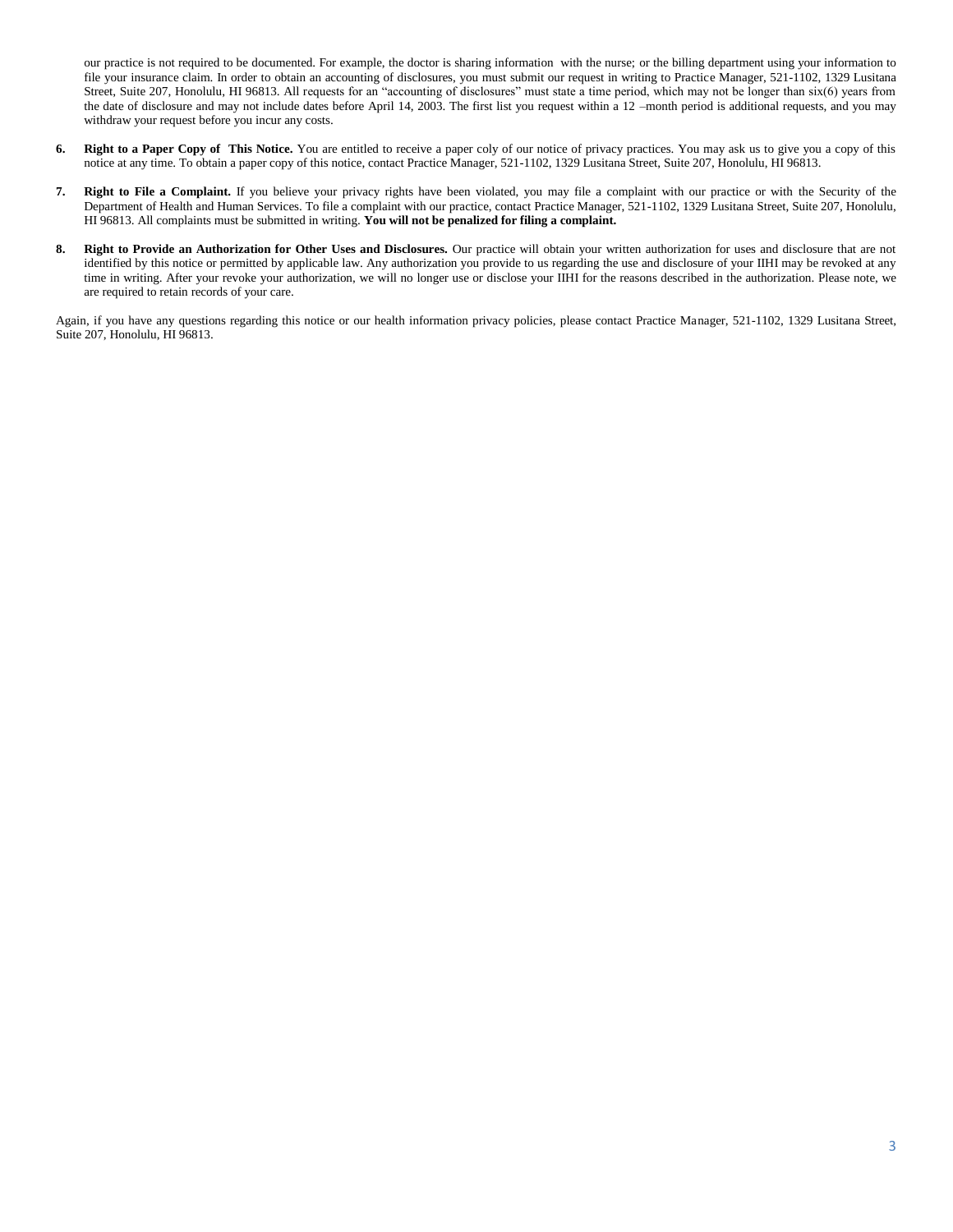our practice is not required to be documented. For example, the doctor is sharing information with the nurse; or the billing department using your information to file your insurance claim. In order to obtain an accounting of disclosures, you must submit our request in writing to Practice Manager, 521-1102, 1329 Lusitana Street, Suite 207, Honolulu, HI 96813. All requests for an "accounting of disclosures" must state a time period, which may not be longer than six(6) years from the date of disclosure and may not include dates before April 14, 2003. The first list you request within a 12 –month period is additional requests, and you may withdraw your request before you incur any costs.

6. **Right to a Paper Copy of This Notice.** You are entitled to receive a paper coly of our notice of privacy practices. You may ask us to give you a copy of this notice at any time. To obtain a paper copy of this notice, contact Practice Manager, 521-1102, 1329 Lusitana Street, Suite 207, Honolulu, HI 96813.

7. **Right to File a Complaint.** If you believe your privacy rights have been violated, you may file a complaint with our practice or with the Security of the Department of Health and Human Services. To file a complaint with our practice, contact Practice Manager, 521-1102, 1329 Lusitana Street, Suite 207, Honolulu, HI 96813. All complaints must be submitted in writing. **You will not be penalized for filing a complaint.**

8. **Right to Provide an Authorization for Other Uses and Disclosures.** Our practice will obtain your written authorization for uses and disclosure that are not identified by this notice or permitted by applicable law. Any authorization you provide to us regarding the use and disclosure of your IIHI may be revoked at any time in writing. After your revoke your authorization, we will no longer use or disclose your IIHI for the reasons described in the authorization. Please note, we are required to retain records of your care.

Again, if you have any questions regarding this notice or our health information privacy policies, please contact Practice Manager, 521-1102, 1329 Lusitana Street, Suite 207, Honolulu, HI 96813.